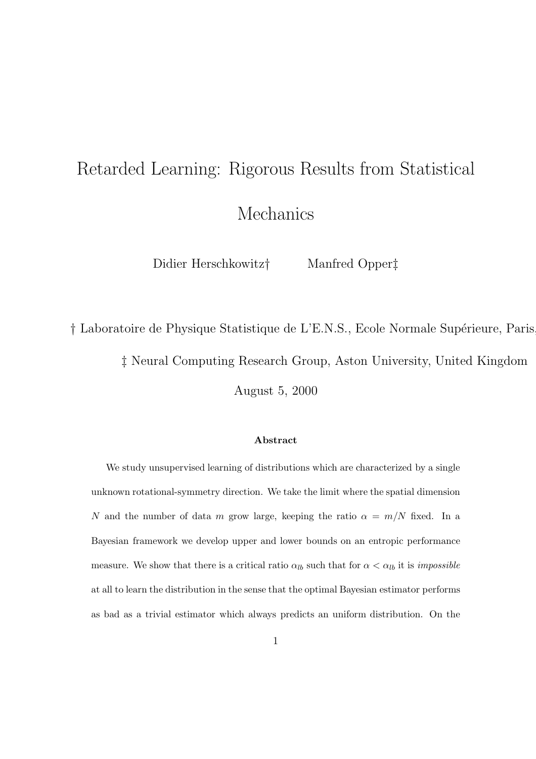# Retarded Learning: Rigorous Results from Statistical Mechanics

Didier Herschkowitz† Manfred Opper‡

† Laboratoire de Physique Statistique de L'E.N.S., Ecole Normale Supérieure, Paris,

‡ Neural Computing Research Group, Aston University, United Kingdom

August 5, 2000

### Abstract

We study unsupervised learning of distributions which are characterized by a single unknown rotational-symmetry direction. We take the limit where the spatial dimension $N$ and the number of data $m$ grow large, keeping the ratio $\alpha = m/N$ fixed. In a Bayesian framework we develop upper and lower bounds on an entropic performance measure. We show that there is a critical ratio $\alpha_{lb}$ such that for $\alpha < \alpha_{lb}$ it is *impossible* at all to learn the distribution in the sense that the optimal Bayesian estimator performs as bad as a trivial estimator which always predicts an uniform distribution. On the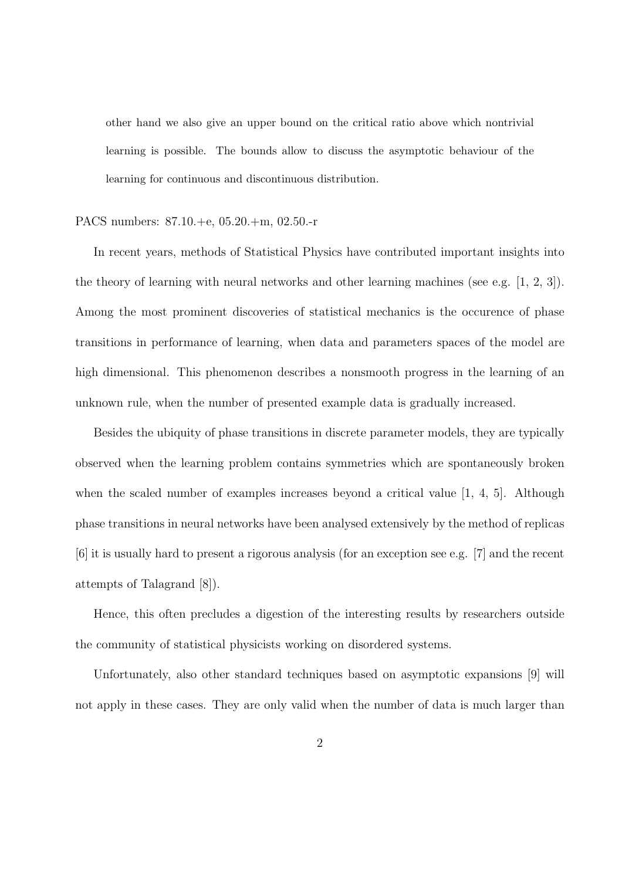other hand we also give an upper bound on the critical ratio above which nontrivial learning is possible. The bounds allow to discuss the asymptotic behaviour of the learning for continuous and discontinuous distribution.

PACS numbers: 87.10.+e, 05.20.+m, 02.50.-r

In recent years, methods of Statistical Physics have contributed important insights into the theory of learning with neural networks and other learning machines (see e.g. [1, 2, 3]). Among the most prominent discoveries of statistical mechanics is the occurence of phase transitions in performance of learning, when data and parameters spaces of the model are high dimensional. This phenomenon describes a nonsmooth progress in the learning of an unknown rule, when the number of presented example data is gradually increased.

Besides the ubiquity of phase transitions in discrete parameter models, they are typically observed when the learning problem contains symmetries which are spontaneously broken when the scaled number of examples increases beyond a critical value [1, 4, 5]. Although phase transitions in neural networks have been analysed extensively by the method of replicas [6] it is usually hard to present a rigorous analysis (for an exception see e.g. [7] and the recent attempts of Talagrand [8]).

Hence, this often precludes a digestion of the interesting results by researchers outside the community of statistical physicists working on disordered systems.

Unfortunately, also other standard techniques based on asymptotic expansions [9] will not apply in these cases. They are only valid when the number of data is much larger than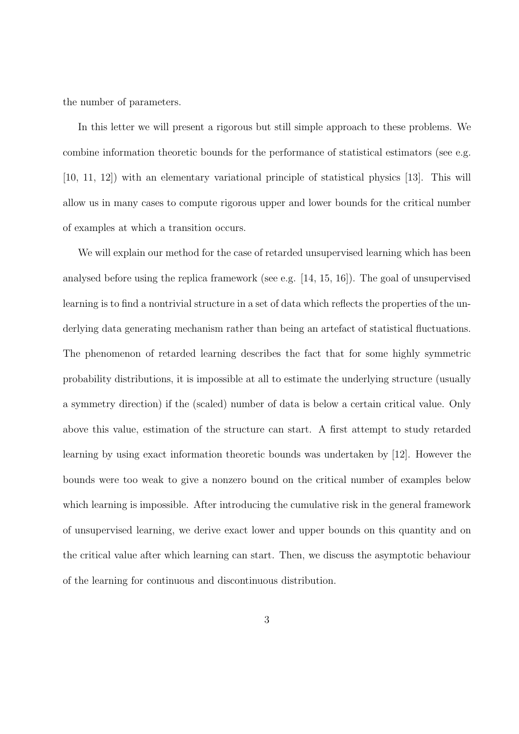the number of parameters.

In this letter we will present a rigorous but still simple approach to these problems. We combine information theoretic bounds for the performance of statistical estimators (see e.g. [10, 11, 12]) with an elementary variational principle of statistical physics [13]. This will allow us in many cases to compute rigorous upper and lower bounds for the critical number of examples at which a transition occurs.

We will explain our method for the case of retarded unsupervised learning which has been analysed before using the replica framework (see e.g. [14, 15, 16]). The goal of unsupervised learning is to find a nontrivial structure in a set of data which reflects the properties of the underlying data generating mechanism rather than being an artefact of statistical fluctuations. The phenomenon of retarded learning describes the fact that for some highly symmetric probability distributions, it is impossible at all to estimate the underlying structure (usually a symmetry direction) if the (scaled) number of data is below a certain critical value. Only above this value, estimation of the structure can start. A first attempt to study retarded learning by using exact information theoretic bounds was undertaken by [12]. However the bounds were too weak to give a nonzero bound on the critical number of examples below which learning is impossible. After introducing the cumulative risk in the general framework of unsupervised learning, we derive exact lower and upper bounds on this quantity and on the critical value after which learning can start. Then, we discuss the asymptotic behaviour of the learning for continuous and discontinuous distribution.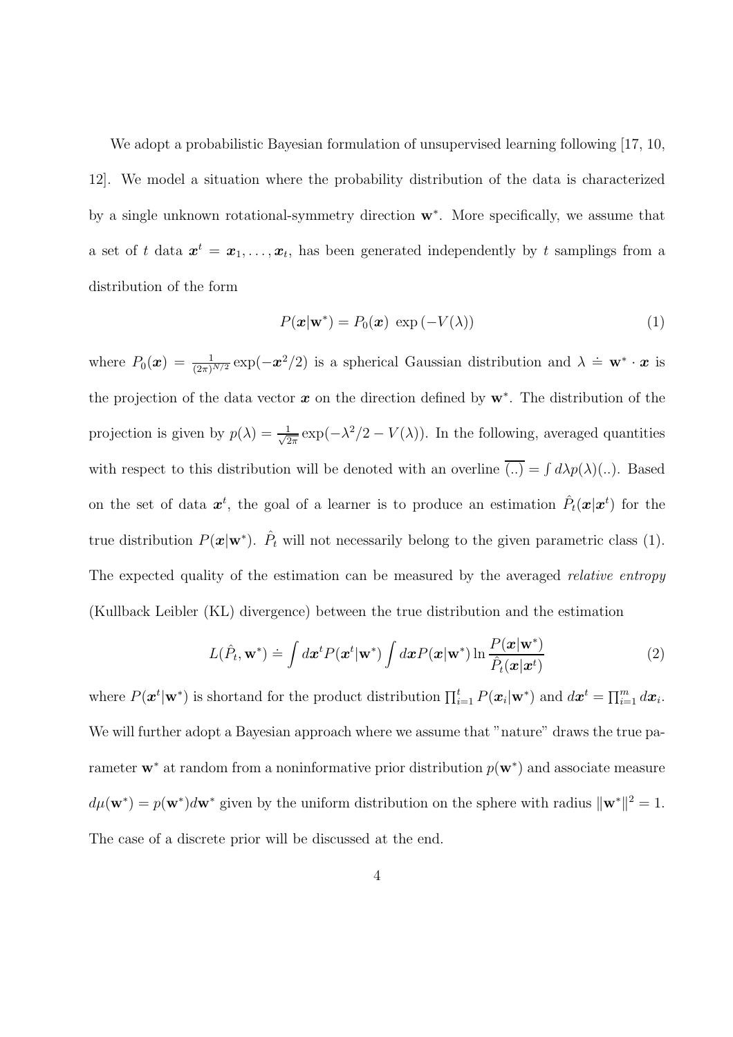We adopt a probabilistic Bayesian formulation of unsupervised learning following [17, 10, 12]. We model a situation where the probability distribution of the data is characterized by a single unknown rotational-symmetry direction $\mathbf{w}^*$. More specifically, we assume that a set of $t$ data $\boldsymbol{x}^t = \boldsymbol{x}_1, \ldots, \boldsymbol{x}_t$, has been generated independently by $t$ samplings from a distribution of the form

$$P(\boldsymbol{x}|\mathbf{w}^*) = P_0(\boldsymbol{x})\ \exp\left(-V(\lambda)\right) \tag{1}$$

where $P_0(\boldsymbol{x}) = \frac{1}{(2\pi)^{N/2}} \exp(-\boldsymbol{x}^2/2)$ is a spherical Gaussian distribution and $\lambda \doteq \mathbf{w}^* \cdot \boldsymbol{x}$ is the projection of the data vector $\boldsymbol{x}$ on the direction defined by $\mathbf{w}^*$. The distribution of the projection is given by $p(\lambda) = \frac{1}{\sqrt{2\pi}} \exp(-\lambda^2/2 - V(\lambda))$. In the following, averaged quantities with respect to this distribution will be denoted with an overline $\overline{(..)} = \int d\lambda p(\lambda)(..)$. Based on the set of data $\boldsymbol{x}^t$, the goal of a learner is to produce an estimation $\hat{P}_t(\boldsymbol{x}|\boldsymbol{x}^t)$ for the true distribution $P(\boldsymbol{x}|\mathbf{w}^*)$. $\hat{P}_t$ will not necessarily belong to the given parametric class (1). The expected quality of the estimation can be measured by the averaged *relative entropy* (Kullback Leibler (KL) divergence) between the true distribution and the estimation

$$L(\hat{P}_t, \mathbf{w}^*) \doteq \int d\boldsymbol{x}^t P(\boldsymbol{x}^t|\mathbf{w}^*) \int d\boldsymbol{x} P(\boldsymbol{x}|\mathbf{w}^*) \ln \frac{P(\boldsymbol{x}|\mathbf{w}^*)}{\hat{P}_t(\boldsymbol{x}|\boldsymbol{x}^t)} \tag{2}$$

where $P(\boldsymbol{x}^t|\mathbf{w}^*)$ is shortand for the product distribution $\prod_{i=1}^{t} P(\boldsymbol{x}_i|\mathbf{w}^*)$ and $d\boldsymbol{x}^t = \prod_{i=1}^{m} d\boldsymbol{x}_i$. We will further adopt a Bayesian approach where we assume that "nature" draws the true parameter $\mathbf{w}^*$ at random from a noninformative prior distribution $p(\mathbf{w}^*)$ and associate measure $d\mu(\mathbf{w}^*) = p(\mathbf{w}^*)d\mathbf{w}^*$ given by the uniform distribution on the sphere with radius $\|\mathbf{w}^*\|^2 = 1$. The case of a discrete prior will be discussed at the end.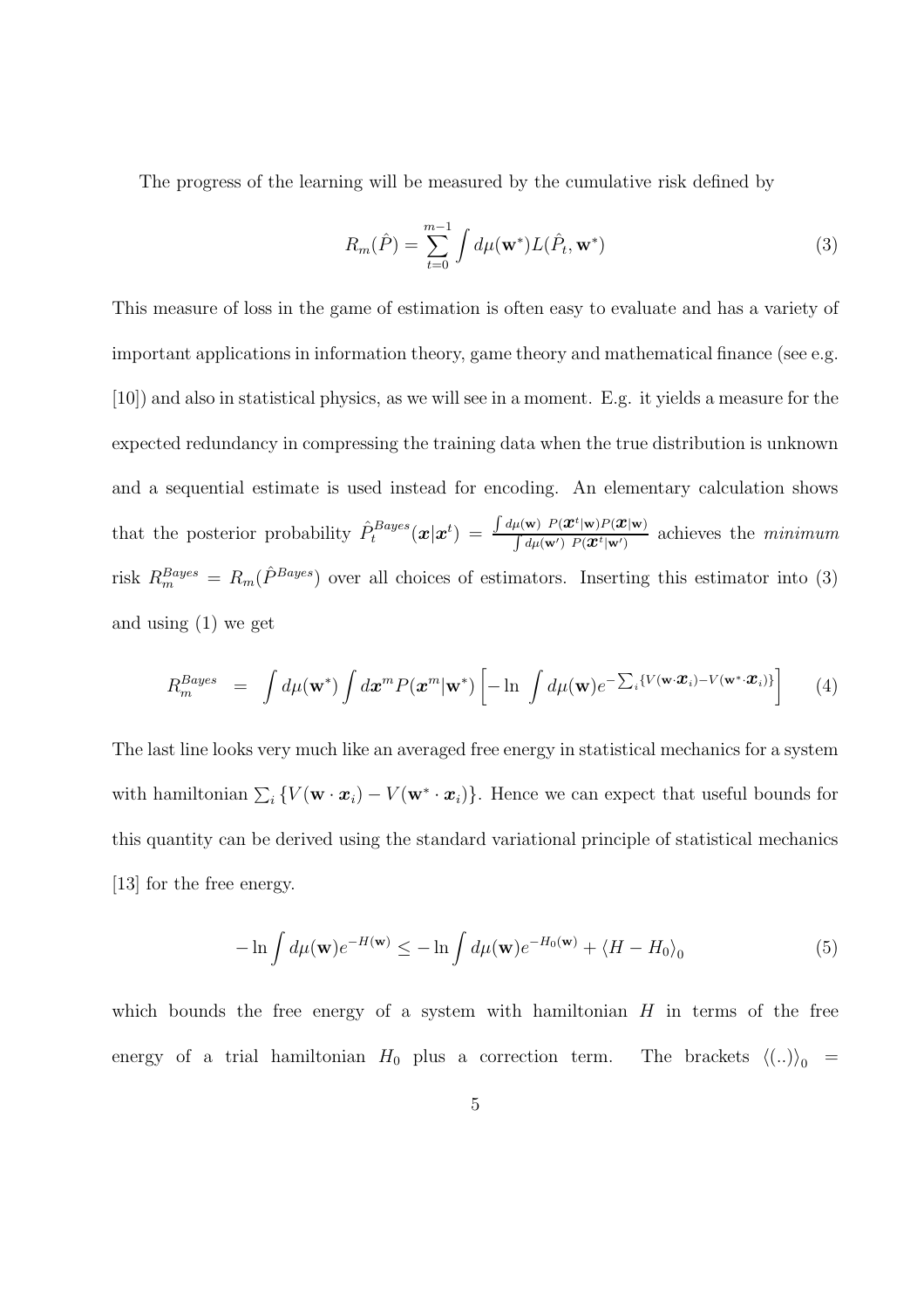The progress of the learning will be measured by the cumulative risk defined by

$$R_m(\hat{P}) = \sum_{t=0}^{m-1} \int d\mu(\mathbf{w}^*) L(\hat{P}_t, \mathbf{w}^*) \tag{3}$$

This measure of loss in the game of estimation is often easy to evaluate and has a variety of important applications in information theory, game theory and mathematical finance (see e.g. [10]) and also in statistical physics, as we will see in a moment. E.g. it yields a measure for the expected redundancy in compressing the training data when the true distribution is unknown and a sequential estimate is used instead for encoding. An elementary calculation shows that the posterior probability $\hat{P}_t^{Bayes}(\boldsymbol{x}|\boldsymbol{x}^t) = \frac{\int d\mu(\mathbf{w}) \; P(\boldsymbol{x}^t|\mathbf{w}) P(\boldsymbol{x}|\mathbf{w})}{\int d\mu(\mathbf{w}') \; P(\boldsymbol{x}^t|\mathbf{w}')}$ achieves the *minimum* risk $R_m^{Bayes} = R_m(\hat{P}^{Bayes})$ over all choices of estimators. Inserting this estimator into (3) and using (1) we get

$$R_m^{Bayes} \;\; = \;\; \int d\mu(\mathbf{w}^*) \int d\boldsymbol{x}^m P(\boldsymbol{x}^m|\mathbf{w}^*) \left[ -\ln \int d\mu(\mathbf{w}) e^{-\sum_i \{V(\mathbf{w}\cdot\boldsymbol{x}_i) - V(\mathbf{w}^*\cdot\boldsymbol{x}_i)\}} \right] \tag{4}$$

The last line looks very much like an averaged free energy in statistical mechanics for a system with hamiltonian $\sum_i \{V(\mathbf{w}\cdot\boldsymbol{x}_i) - V(\mathbf{w}^*\cdot\boldsymbol{x}_i)\}$. Hence we can expect that useful bounds for this quantity can be derived using the standard variational principle of statistical mechanics [13] for the free energy.

$$-\ln \int d\mu(\mathbf{w}) e^{-H(\mathbf{w})} \leq -\ln \int d\mu(\mathbf{w}) e^{-H_0(\mathbf{w})} + \langle H - H_0 \rangle_0 \tag{5}$$

which bounds the free energy of a system with hamiltonian $H$ in terms of the free energy of a trial hamiltonian $H_0$ plus a correction term. The brackets $\langle (..) \rangle_0 =$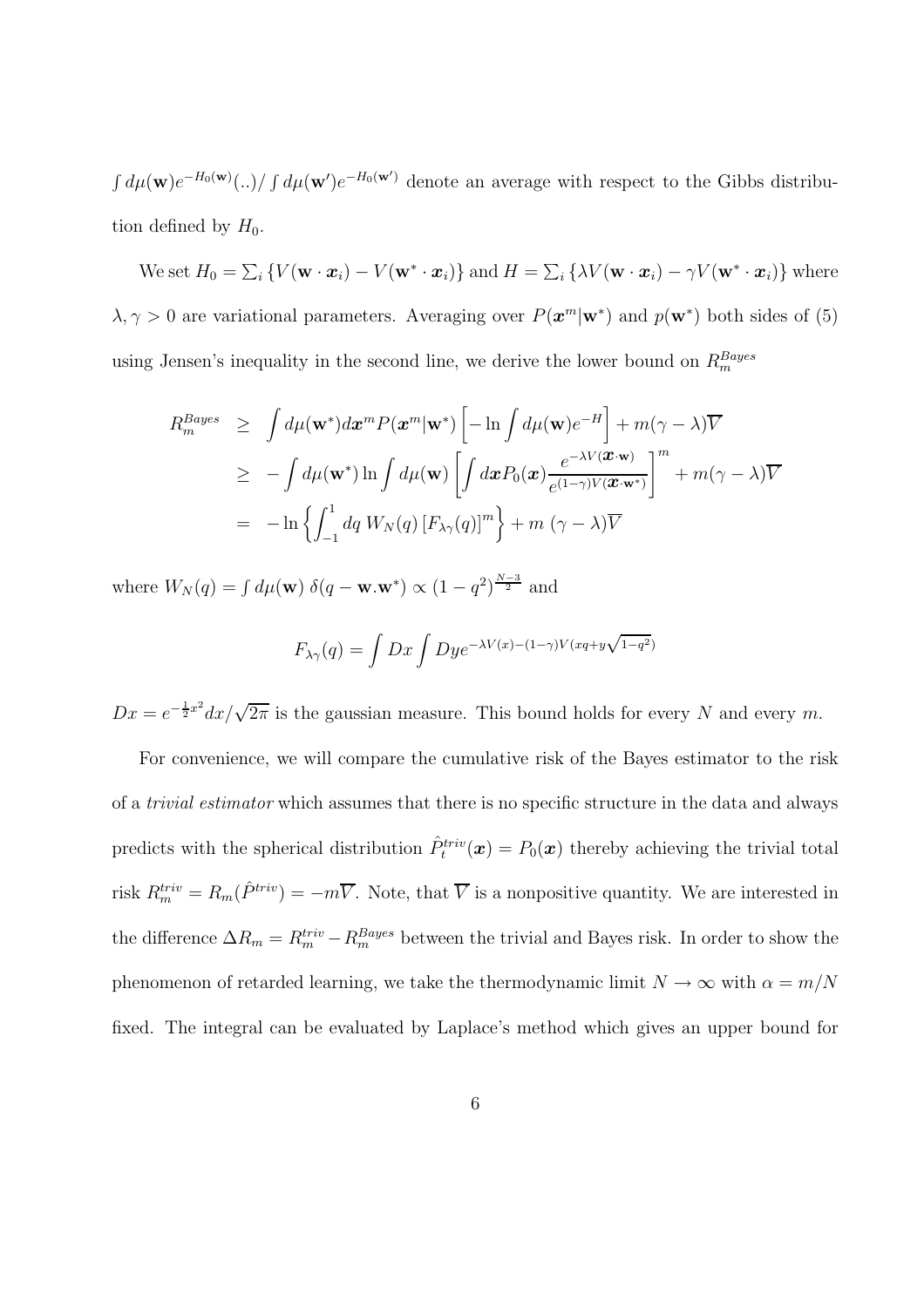$\int d\mu(\mathbf{w}) e^{-H_0(\mathbf{w})}(..)/\int d\mu(\mathbf{w}') e^{-H_0(\mathbf{w}')}$ denote an average with respect to the Gibbs distribution defined by $H_0$.

We set $H_0 = \sum_i \{V(\mathbf{w}\cdot\boldsymbol{x}_i) - V(\mathbf{w}^*\cdot\boldsymbol{x}_i)\}$ and $H = \sum_i \{\lambda V(\mathbf{w}\cdot\boldsymbol{x}_i) - \gamma V(\mathbf{w}^*\cdot\boldsymbol{x}_i)\}$ where $\lambda, \gamma > 0$ are variational parameters. Averaging over $P(\boldsymbol{x}^m|\mathbf{w}^*)$ and $p(\mathbf{w}^*)$ both sides of (5) using Jensen's inequality in the second line, we derive the lower bound on $R_m^{Bayes}$

$$
\begin{aligned}
R_m^{Bayes} &\geq \int d\mu(\mathbf{w}^*) d\boldsymbol{x}^m P(\boldsymbol{x}^m|\mathbf{w}^*)\left[-\ln \int d\mu(\mathbf{w}) e^{-H}\right] + m(\gamma - \lambda)\overline{V} \\
&\geq -\int d\mu(\mathbf{w}^*) \ln \int d\mu(\mathbf{w}) \left[\int d\boldsymbol{x} P_0(\boldsymbol{x}) \frac{e^{-\lambda V(\boldsymbol{x}\cdot\mathbf{w})}}{e^{(1-\gamma)V(\boldsymbol{x}\cdot\mathbf{w}^*)}}\right]^m + m(\gamma-\lambda)\overline{V} \\
&= -\ln\left\{\int_{-1}^{1} dq\, W_N(q)\left[F_{\lambda\gamma}(q)\right]^m\right\} + m\,(\gamma-\lambda)\overline{V}
\end{aligned}
$$

where $W_N(q) = \int d\mu(\mathbf{w})\,\delta(q - \mathbf{w}.\mathbf{w}^*) \propto (1-q^2)^{\frac{N-3}{2}}$ and

$$
F_{\lambda\gamma}(q) = \int Dx \int Dy e^{-\lambda V(x) - (1-\gamma)V(xq + y\sqrt{1-q^2})}
$$

$Dx = e^{-\frac{1}{2}x^2}dx/\sqrt{2\pi}$ is the gaussian measure. This bound holds for every $N$ and every $m$.

For convenience, we will compare the cumulative risk of the Bayes estimator to the risk of a *trivial estimator* which assumes that there is no specific structure in the data and always predicts with the spherical distribution $\hat{P}_t^{triv}(\boldsymbol{x}) = P_0(\boldsymbol{x})$ thereby achieving the trivial total risk $R_m^{triv} = R_m(\hat{P}^{triv}) = -m\overline{V}$. Note, that $\overline{V}$ is a nonpositive quantity. We are interested in the difference $\Delta R_m = R_m^{triv} - R_m^{Bayes}$ between the trivial and Bayes risk. In order to show the phenomenon of retarded learning, we take the thermodynamic limit $N \to \infty$ with $\alpha = m/N$ fixed. The integral can be evaluated by Laplace's method which gives an upper bound for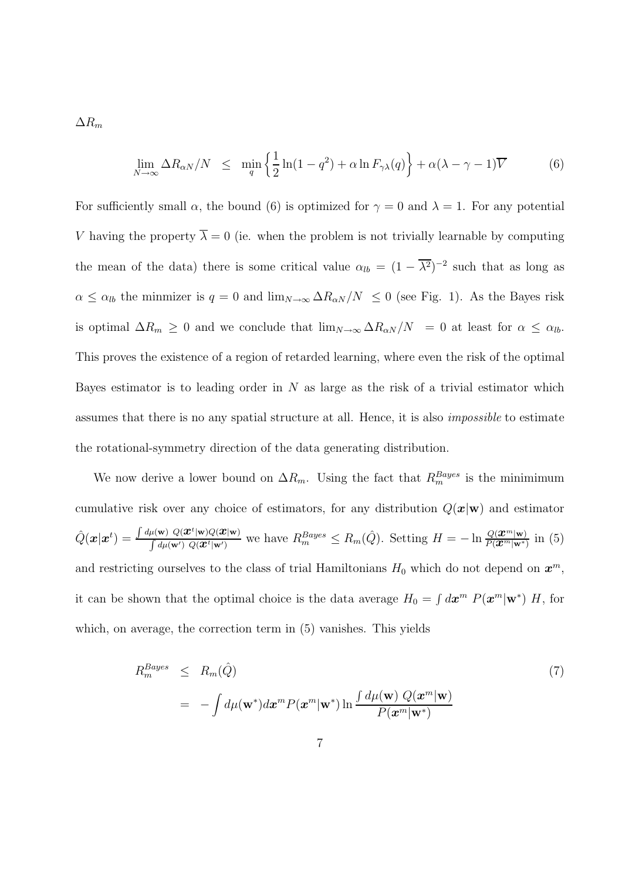$\Delta R_m$

$$\lim_{N\to\infty} \Delta R_{\alpha N}/N \;\; \leq \;\; \min_q \left\{ \frac{1}{2}\ln(1-q^2) + \alpha \ln F_{\gamma\lambda}(q) \right\} + \alpha(\lambda - \gamma - 1)\overline{V} \qquad (6)$$

For sufficiently small $\alpha$, the bound (6) is optimized for $\gamma = 0$ and $\lambda = 1$. For any potential $V$ having the property $\overline{\lambda} = 0$ (ie. when the problem is not trivially learnable by computing the mean of the data) there is some critical value $\alpha_{lb} = (1 - \overline{\lambda^2})^{-2}$ such that as long as $\alpha \leq \alpha_{lb}$ the minmizer is $q = 0$ and $\lim_{N\to\infty} \Delta R_{\alpha N}/N \; \leq 0$ (see Fig. 1). As the Bayes risk is optimal $\Delta R_m \geq 0$ and we conclude that $\lim_{N\to\infty} \Delta R_{\alpha N}/N \;\; = 0$ at least for $\alpha \leq \alpha_{lb}$. This proves the existence of a region of retarded learning, where even the risk of the optimal Bayes estimator is to leading order in $N$ as large as the risk of a trivial estimator which assumes that there is no any spatial structure at all. Hence, it is also *impossible* to estimate the rotational-symmetry direction of the data generating distribution.

We now derive a lower bound on $\Delta R_m$. Using the fact that $R_m^{Bayes}$ is the minimimum cumulative risk over any choice of estimators, for any distribution $Q(\boldsymbol{x}|\mathbf{w})$ and estimator $\hat{Q}(\boldsymbol{x}|\boldsymbol{x}^t) = \frac{\int d\mu(\mathbf{w}) \; Q(\boldsymbol{x}^t|\mathbf{w})Q(\boldsymbol{x}|\mathbf{w})}{\int d\mu(\mathbf{w}') \; Q(\boldsymbol{x}^t|\mathbf{w}')}$ we have $R_m^{Bayes} \leq R_m(\hat{Q})$. Setting $H = -\ln \frac{Q(\boldsymbol{x}^m|\mathbf{w})}{P(\boldsymbol{x}^m|\mathbf{w}^*)}$ in (5) and restricting ourselves to the class of trial Hamiltonians $H_0$ which do not depend on $\boldsymbol{x}^m$, it can be shown that the optimal choice is the data average $H_0 = \int d\boldsymbol{x}^m \; P(\boldsymbol{x}^m|\mathbf{w}^*) \; H$, for which, on average, the correction term in (5) vanishes. This yields

$$\begin{aligned} R_m^{Bayes} \;\; &\leq \;\; R_m(\hat{Q}) \qquad (7) \\ &= \;\; -\int d\mu(\mathbf{w}^*) d\boldsymbol{x}^m P(\boldsymbol{x}^m|\mathbf{w}^*) \ln \frac{\int d\mu(\mathbf{w}) \; Q(\boldsymbol{x}^m|\mathbf{w})}{P(\boldsymbol{x}^m|\mathbf{w}^*)} \end{aligned}$$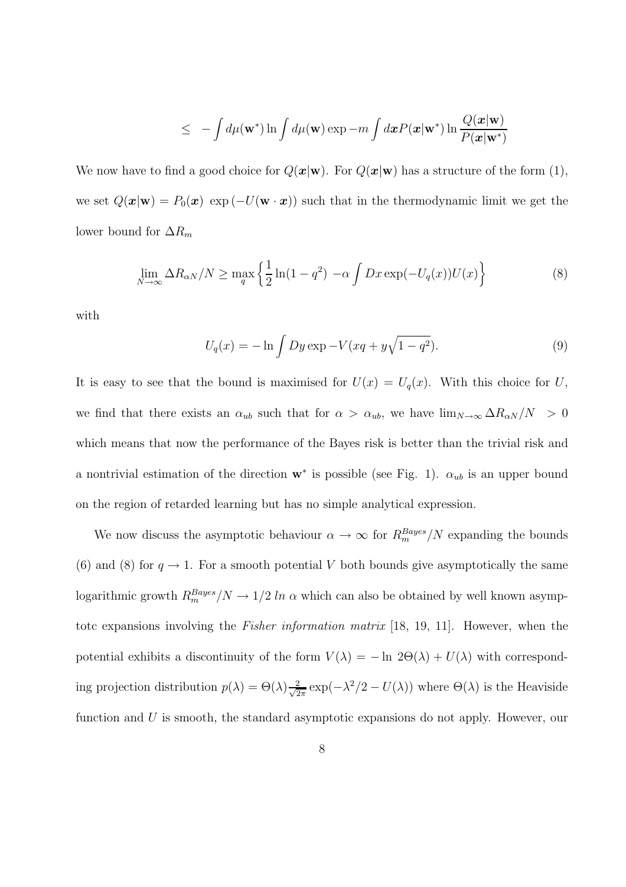$$\leq \; -\int d\mu(\mathbf{w}^*) \ln \int d\mu(\mathbf{w}) \exp -m \int d\boldsymbol{x} P(\boldsymbol{x}|\mathbf{w}^*) \ln \frac{Q(\boldsymbol{x}|\mathbf{w})}{P(\boldsymbol{x}|\mathbf{w}^*)}$$

We now have to find a good choice for $Q(\boldsymbol{x}|\mathbf{w})$. For $Q(\boldsymbol{x}|\mathbf{w})$ has a structure of the form (1), we set $Q(\boldsymbol{x}|\mathbf{w}) = P_0(\boldsymbol{x}) \, \exp\left(-U(\mathbf{w} \cdot \boldsymbol{x})\right)$ such that in the thermodynamic limit we get the lower bound for $\Delta R_m$

$$\lim_{N\to\infty} \Delta R_{\alpha N}/N \geq \max_q \left\{ \frac{1}{2} \ln(1-q^2) \; -\alpha \int Dx \exp(-U_q(x)) U(x) \right\} \tag{8}$$

with

$$U_q(x) = -\ln \int Dy \exp -V(xq + y\sqrt{1-q^2}). \tag{9}$$

It is easy to see that the bound is maximised for $U(x) = U_q(x)$. With this choice for $U$, we find that there exists an $\alpha_{ub}$ such that for $\alpha > \alpha_{ub}$, we have $\lim_{N\to\infty} \Delta R_{\alpha N}/N \; > 0$ which means that now the performance of the Bayes risk is better than the trivial risk and a nontrivial estimation of the direction $\mathbf{w}^*$ is possible (see Fig. 1). $\alpha_{ub}$ is an upper bound on the region of retarded learning but has no simple analytical expression.

We now discuss the asymptotic behaviour $\alpha \to \infty$ for $R_m^{Bayes}/N$ expanding the bounds (6) and (8) for $q \to 1$. For a smooth potential $V$ both bounds give asymptotically the same logarithmic growth $R_m^{Bayes}/N \to 1/2 \; ln \; \alpha$ which can also be obtained by well known asymptotc expansions involving the *Fisher information matrix* [18, 19, 11]. However, when the potential exhibits a discontinuity of the form $V(\lambda) = -\ln \, 2\Theta(\lambda) + U(\lambda)$ with corresponding projection distribution $p(\lambda) = \Theta(\lambda)\frac{2}{\sqrt{2\pi}} \exp(-\lambda^2/2 - U(\lambda))$ where $\Theta(\lambda)$ is the Heaviside function and $U$ is smooth, the standard asymptotic expansions do not apply. However, our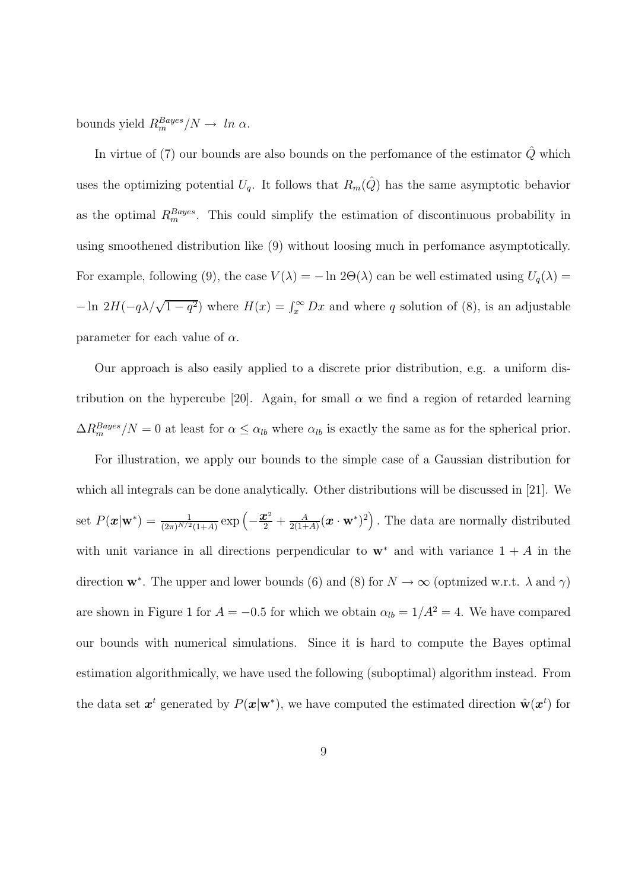bounds yield $R_m^{Bayes}/N \rightarrow \; ln \; \alpha$.

In virtue of (7) our bounds are also bounds on the perfomance of the estimator $\hat{Q}$ which uses the optimizing potential $U_q$. It follows that $R_m(\hat{Q})$ has the same asymptotic behavior as the optimal $R_m^{Bayes}$. This could simplify the estimation of discontinuous probability in using smoothened distribution like (9) without loosing much in perfomance asymptotically. For example, following (9), the case $V(\lambda) = -\ln \, 2\Theta(\lambda)$ can be well estimated using $U_q(\lambda) = -\ln \, 2H(-q\lambda/\sqrt{1-q^2})$ where $H(x) = \int_x^\infty Dx$ and where $q$ solution of (8), is an adjustable parameter for each value of $\alpha$.

Our approach is also easily applied to a discrete prior distribution, e.g. a uniform distribution on the hypercube [20]. Again, for small $\alpha$ we find a region of retarded learning $\Delta R_m^{Bayes}/N = 0$ at least for $\alpha \leq \alpha_{lb}$ where $\alpha_{lb}$ is exactly the same as for the spherical prior.

For illustration, we apply our bounds to the simple case of a Gaussian distribution for which all integrals can be done analytically. Other distributions will be discussed in [21]. We set $P(\boldsymbol{x}|\mathbf{w}^*) = \frac{1}{(2\pi)^{N/2}(1+A)} \exp\left(-\frac{\boldsymbol{x}^2}{2} + \frac{A}{2(1+A)}(\boldsymbol{x}\cdot\mathbf{w}^*)^2\right)$. The data are normally distributed with unit variance in all directions perpendicular to $\mathbf{w}^*$ and with variance $1+A$ in the direction $\mathbf{w}^*$. The upper and lower bounds (6) and (8) for $N \rightarrow \infty$ (optmized w.r.t. $\lambda$ and $\gamma$) are shown in Figure 1 for $A = -0.5$ for which we obtain $\alpha_{lb} = 1/A^2 = 4$. We have compared our bounds with numerical simulations. Since it is hard to compute the Bayes optimal estimation algorithmically, we have used the following (suboptimal) algorithm instead. From the data set $\boldsymbol{x}^t$ generated by $P(\boldsymbol{x}|\mathbf{w}^*)$, we have computed the estimated direction $\hat{\mathbf{w}}(\boldsymbol{x}^t)$ for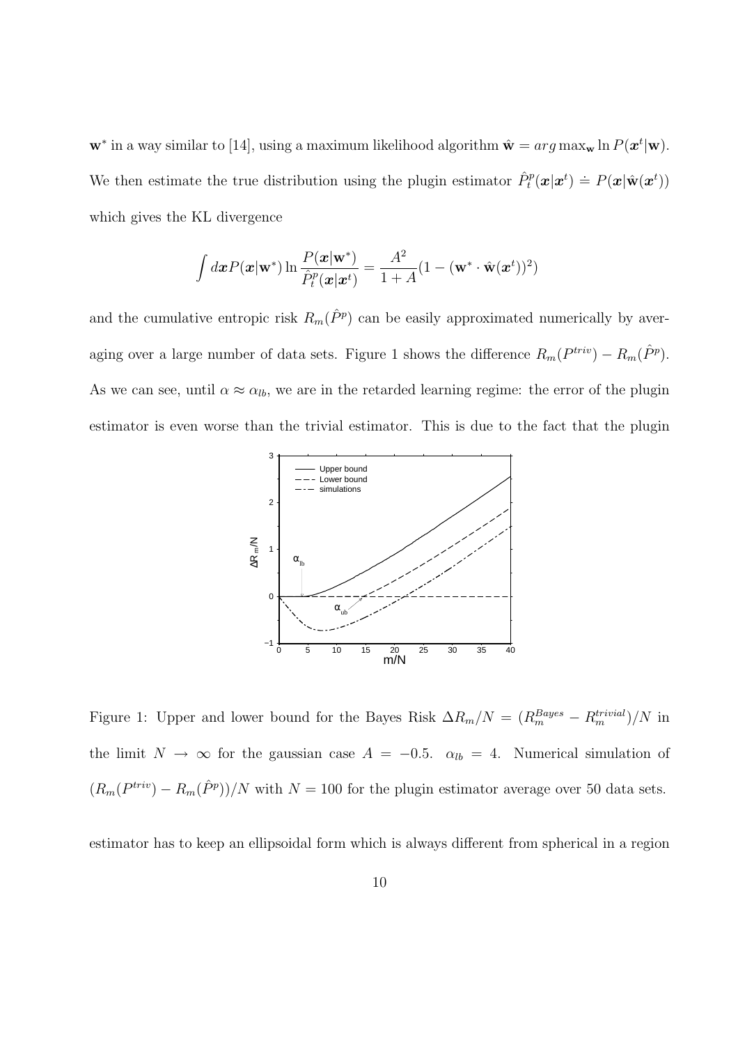$\mathbf{w}^*$ in a way similar to [14], using a maximum likelihood algorithm $\hat{\mathbf{w}} = arg\max_{\mathbf{w}} \ln P(\boldsymbol{x}^t|\mathbf{w})$. We then estimate the true distribution using the plugin estimator $\hat{P}_t^p(\boldsymbol{x}|\boldsymbol{x}^t) \doteq P(\boldsymbol{x}|\hat{\mathbf{w}}(\boldsymbol{x}^t))$ which gives the KL divergence

$$\int d\boldsymbol{x} P(\boldsymbol{x}|\mathbf{w}^*) \ln \frac{P(\boldsymbol{x}|\mathbf{w}^*)}{\hat{P}_t^p(\boldsymbol{x}|\boldsymbol{x}^t)} = \frac{A^2}{1+A}(1 - (\mathbf{w}^* \cdot \hat{\mathbf{w}}(\boldsymbol{x}^t))^2)$$

and the cumulative entropic risk $R_m(\hat{P}^p)$ can be easily approximated numerically by averaging over a large number of data sets. Figure 1 shows the difference $R_m(P^{triv}) - R_m(\hat{P}^p)$. As we can see, until $\alpha \approx \alpha_{lb}$, we are in the retarded learning regime: the error of the plugin estimator is even worse than the trivial estimator. This is due to the fact that the plugin

Figure 1: Upper and lower bound for the Bayes Risk $\Delta R_m/N = (R_m^{Bayes} - R_m^{trivial})/N$ in the limit $N \to \infty$ for the gaussian case $A = -0.5$. $\alpha_{lb} = 4$. Numerical simulation of $(R_m(P^{triv}) - R_m(\hat{P}^p))/N$ with $N = 100$ for the plugin estimator average over 50 data sets.

estimator has to keep an ellipsoidal form which is always different from spherical in a region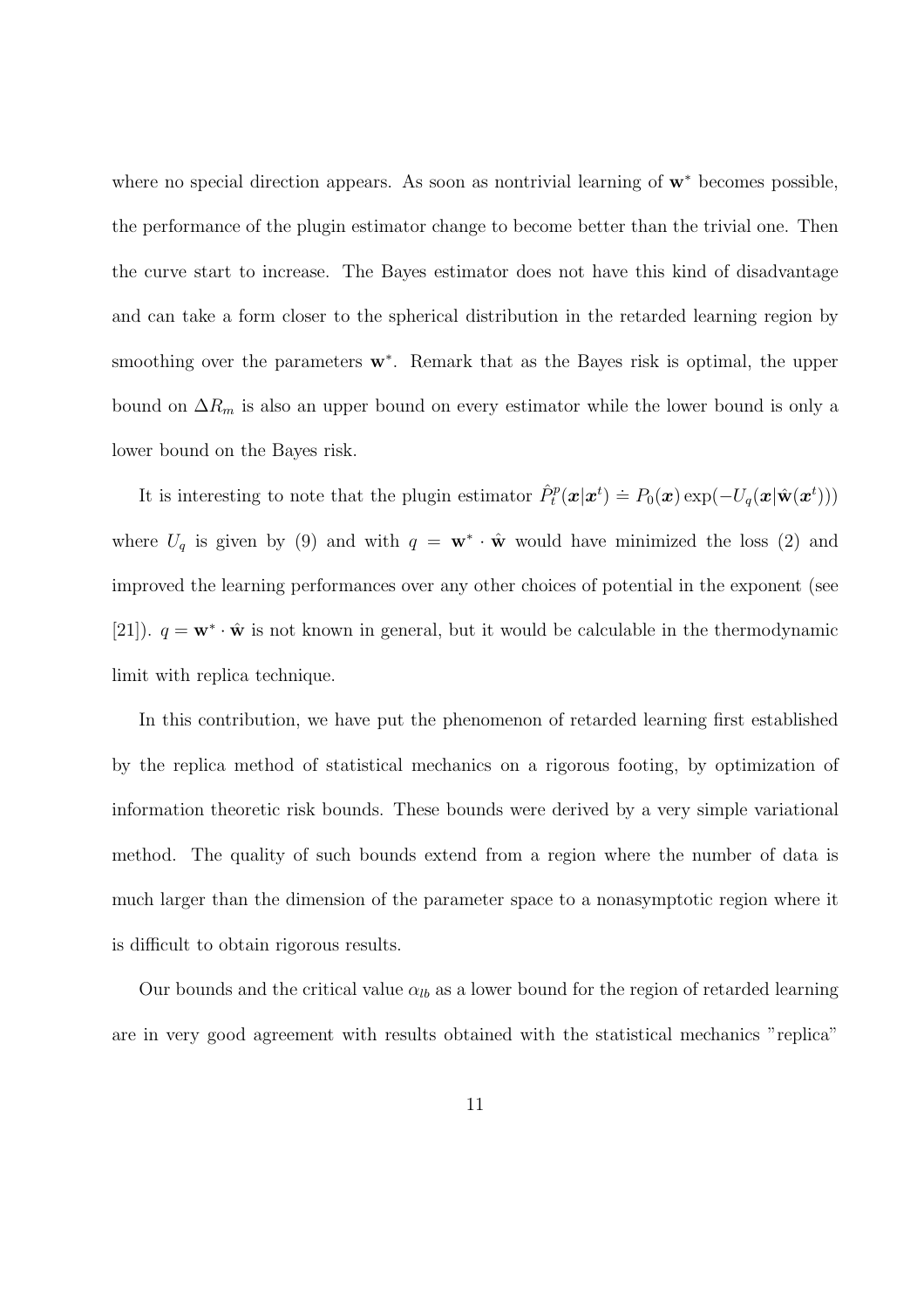where no special direction appears. As soon as nontrivial learning of $\mathbf{w}^*$ becomes possible, the performance of the plugin estimator change to become better than the trivial one. Then the curve start to increase. The Bayes estimator does not have this kind of disadvantage and can take a form closer to the spherical distribution in the retarded learning region by smoothing over the parameters $\mathbf{w}^*$. Remark that as the Bayes risk is optimal, the upper bound on $\Delta R_m$ is also an upper bound on every estimator while the lower bound is only a lower bound on the Bayes risk.

It is interesting to note that the plugin estimator $\hat{P}_t^p(\boldsymbol{x}|\boldsymbol{x}^t) \doteq P_0(\boldsymbol{x}) \exp(-U_q(\boldsymbol{x}|\hat{\mathbf{w}}(\boldsymbol{x}^t)))$ where $U_q$ is given by (9) and with $q = \mathbf{w}^* \cdot \hat{\mathbf{w}}$ would have minimized the loss (2) and improved the learning performances over any other choices of potential in the exponent (see [21]). $q = \mathbf{w}^* \cdot \hat{\mathbf{w}}$ is not known in general, but it would be calculable in the thermodynamic limit with replica technique.

In this contribution, we have put the phenomenon of retarded learning first established by the replica method of statistical mechanics on a rigorous footing, by optimization of information theoretic risk bounds. These bounds were derived by a very simple variational method. The quality of such bounds extend from a region where the number of data is much larger than the dimension of the parameter space to a nonasymptotic region where it is difficult to obtain rigorous results.

Our bounds and the critical value $\alpha_{lb}$ as a lower bound for the region of retarded learning are in very good agreement with results obtained with the statistical mechanics "replica"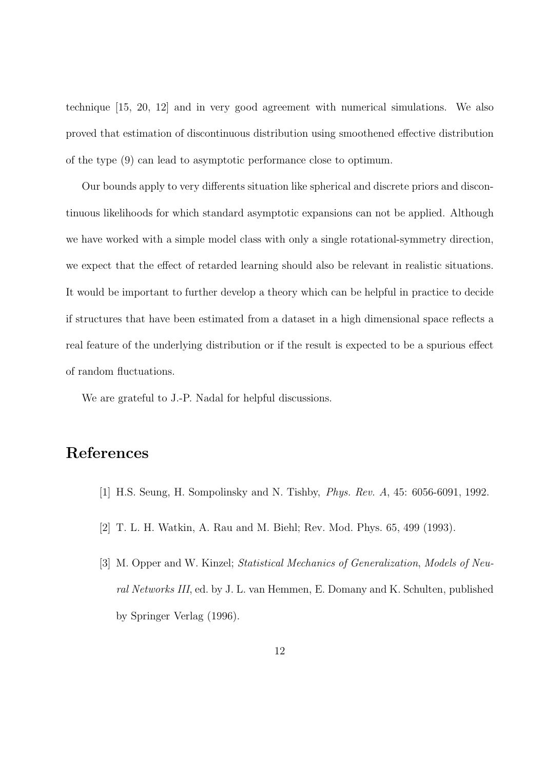technique [15, 20, 12] and in very good agreement with numerical simulations. We also proved that estimation of discontinuous distribution using smoothened effective distribution of the type (9) can lead to asymptotic performance close to optimum.

Our bounds apply to very differents situation like spherical and discrete priors and discontinuous likelihoods for which standard asymptotic expansions can not be applied. Although we have worked with a simple model class with only a single rotational-symmetry direction, we expect that the effect of retarded learning should also be relevant in realistic situations. It would be important to further develop a theory which can be helpful in practice to decide if structures that have been estimated from a dataset in a high dimensional space reflects a real feature of the underlying distribution or if the result is expected to be a spurious effect of random fluctuations.

We are grateful to J.-P. Nadal for helpful discussions.

# References

[1] H.S. Seung, H. Sompolinsky and N. Tishby, *Phys. Rev. A*, 45: 6056-6091, 1992.

[2] T. L. H. Watkin, A. Rau and M. Biehl; Rev. Mod. Phys. 65, 499 (1993).

[3] M. Opper and W. Kinzel; *Statistical Mechanics of Generalization*, *Models of Neural Networks III*, ed. by J. L. van Hemmen, E. Domany and K. Schulten, published by Springer Verlag (1996).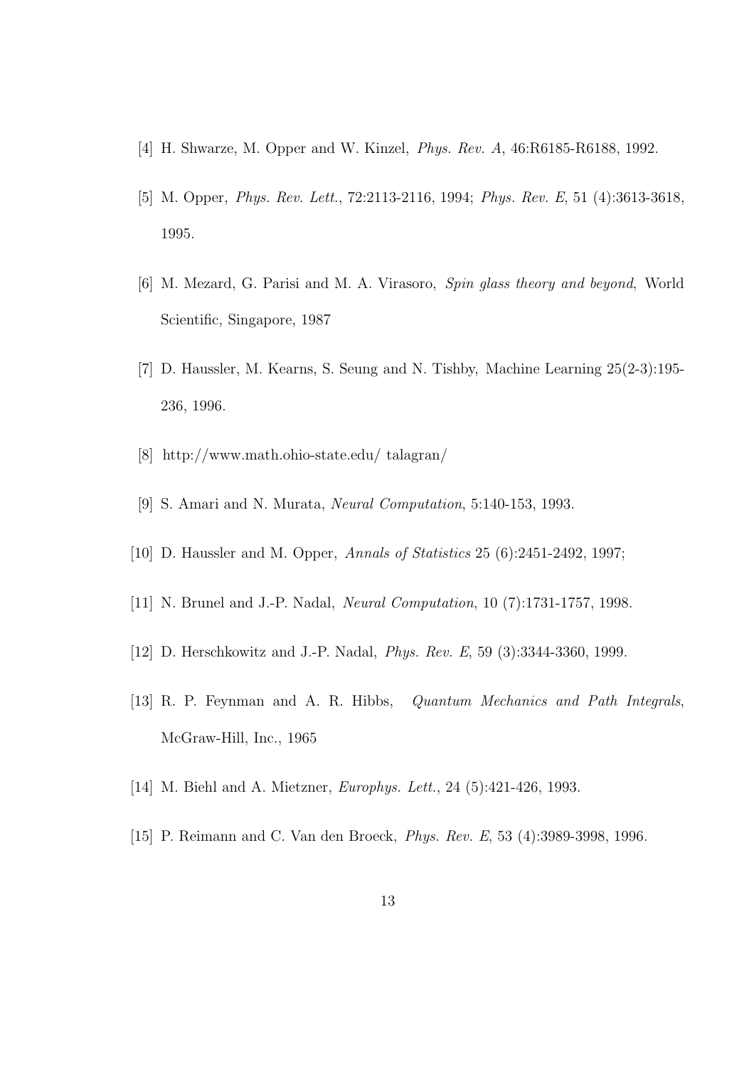[4] H. Shwarze, M. Opper and W. Kinzel, *Phys. Rev. A*, 46:R6185-R6188, 1992.

[5] M. Opper, *Phys. Rev. Lett.*, 72:2113-2116, 1994; *Phys. Rev. E*, 51 (4):3613-3618, 1995.

[6] M. Mezard, G. Parisi and M. A. Virasoro, *Spin glass theory and beyond*, World Scientific, Singapore, 1987

[7] D. Haussler, M. Kearns, S. Seung and N. Tishby, Machine Learning 25(2-3):195-236, 1996.

[8] http://www.math.ohio-state.edu/ talagran/

[9] S. Amari and N. Murata, *Neural Computation*, 5:140-153, 1993.

[10] D. Haussler and M. Opper, *Annals of Statistics* 25 (6):2451-2492, 1997;

[11] N. Brunel and J.-P. Nadal, *Neural Computation*, 10 (7):1731-1757, 1998.

[12] D. Herschkowitz and J.-P. Nadal, *Phys. Rev. E*, 59 (3):3344-3360, 1999.

[13] R. P. Feynman and A. R. Hibbs, *Quantum Mechanics and Path Integrals*, McGraw-Hill, Inc., 1965

[14] M. Biehl and A. Mietzner, *Europhys. Lett.*, 24 (5):421-426, 1993.

[15] P. Reimann and C. Van den Broeck, *Phys. Rev. E*, 53 (4):3989-3998, 1996.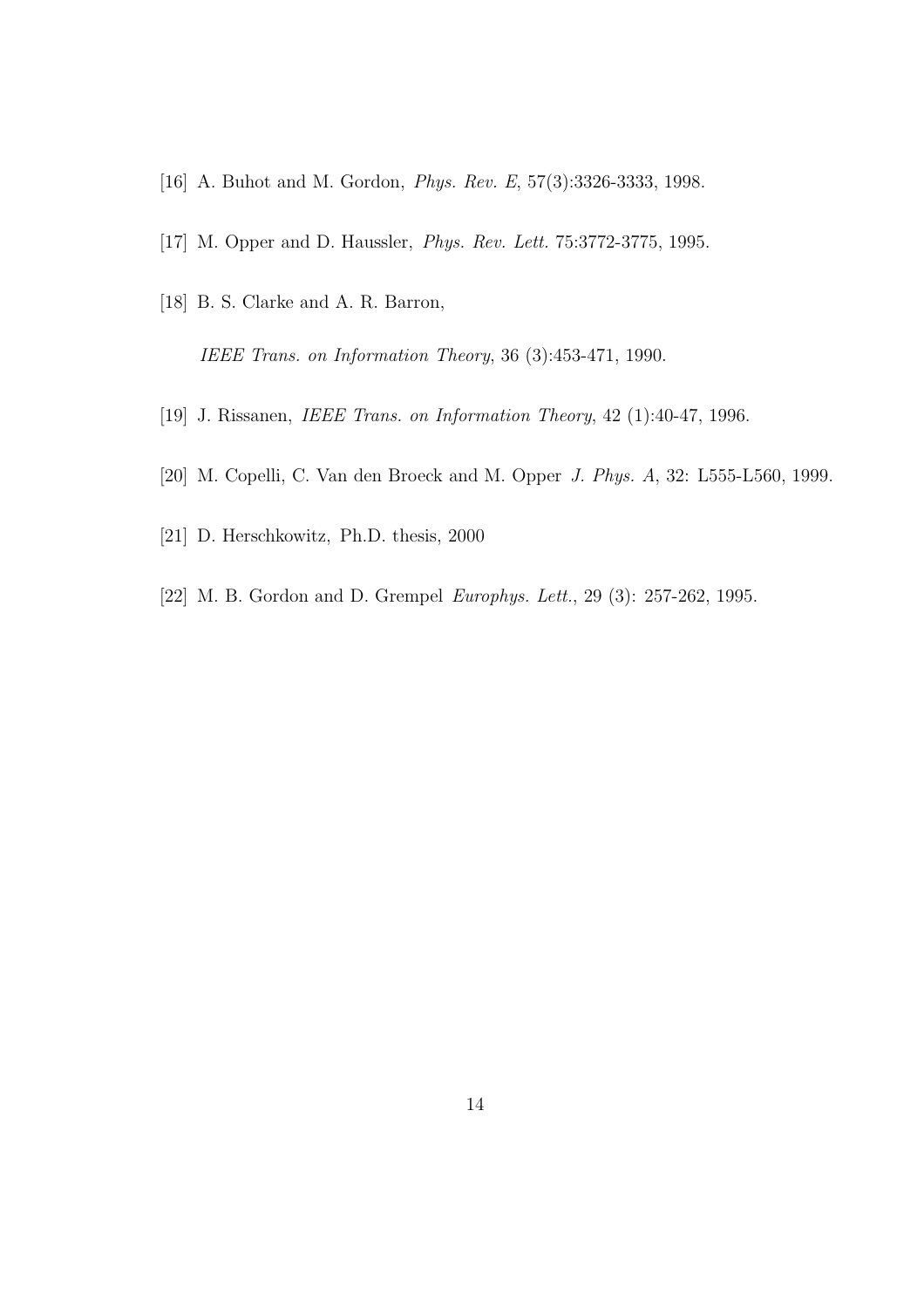[16] A. Buhot and M. Gordon, *Phys. Rev. E*, 57(3):3326-3333, 1998.

[17] M. Opper and D. Haussler, *Phys. Rev. Lett.* 75:3772-3775, 1995.

[18] B. S. Clarke and A. R. Barron,

*IEEE Trans. on Information Theory*, 36 (3):453-471, 1990.

[19] J. Rissanen, *IEEE Trans. on Information Theory*, 42 (1):40-47, 1996.

[20] M. Copelli, C. Van den Broeck and M. Opper *J. Phys. A*, 32: L555-L560, 1999.

[21] D. Herschkowitz, Ph.D. thesis, 2000

[22] M. B. Gordon and D. Grempel *Europhys. Lett.*, 29 (3): 257-262, 1995.